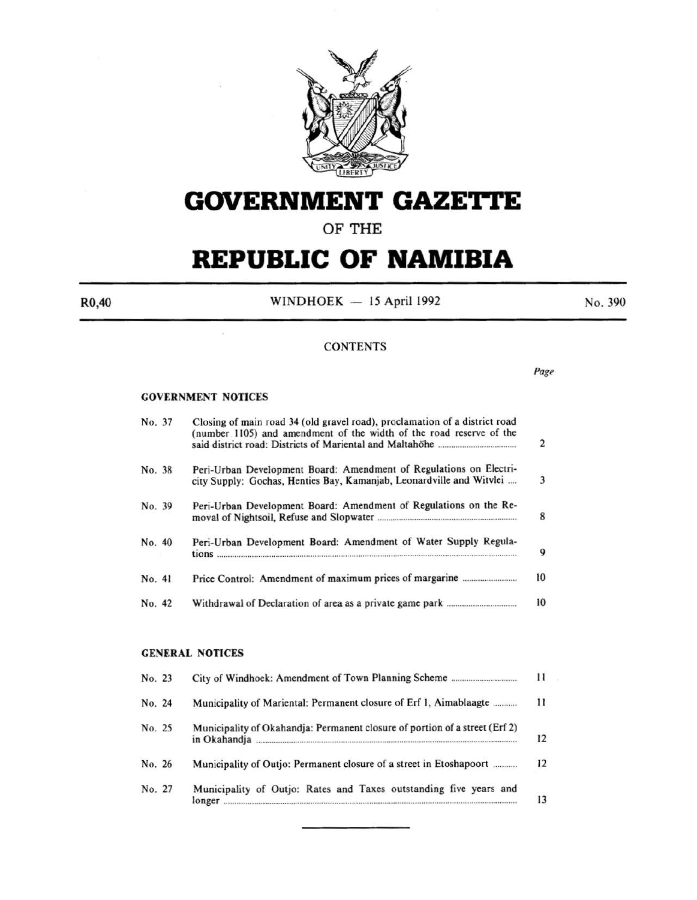# GOVERNMENT GAZETTE

OF THE

# REPUBLIC OF NAMIBIA

R0,40 WINDHOEK — 15 April 1992 No. 390

## CONTENTS

*Page*

### GOVERNMENT NOTICES

| | | |
|---|---|---|
| No. 37 | Closing of main road 34 (old gravel road), proclamation of a district road (number 1105) and amendment of the width of the road reserve of the said district road: Districts of Mariental and Maltahöhe | 2 |
| No. 38 | Peri-Urban Development Board: Amendment of Regulations on Electricity Supply: Gochas, Henties Bay, Kamanjab, Leonardville and Witvlei | 3 |
| No. 39 | Peri-Urban Development Board: Amendment of Regulations on the Removal of Nightsoil, Refuse and Slopwater | 8 |
| No. 40 | Peri-Urban Development Board: Amendment of Water Supply Regulations | 9 |
| No. 41 | Price Control: Amendment of maximum prices of margarine | 10 |
| No. 42 | Withdrawal of Declaration of area as a private game park | 10 |

### GENERAL NOTICES

| | | |
|---|---|---|
| No. 23 | City of Windhoek: Amendment of Town Planning Scheme | 11 |
| No. 24 | Municipality of Mariental: Permanent closure of Erf 1, Aimablaagte | 11 |
| No. 25 | Municipality of Okahandja: Permanent closure of portion of a street (Erf 2) in Okahandja | 12 |
| No. 26 | Municipality of Outjo: Permanent closure of a street in Etoshapoort | 12 |
| No. 27 | Municipality of Outjo: Rates and Taxes outstanding five years and longer | 13 |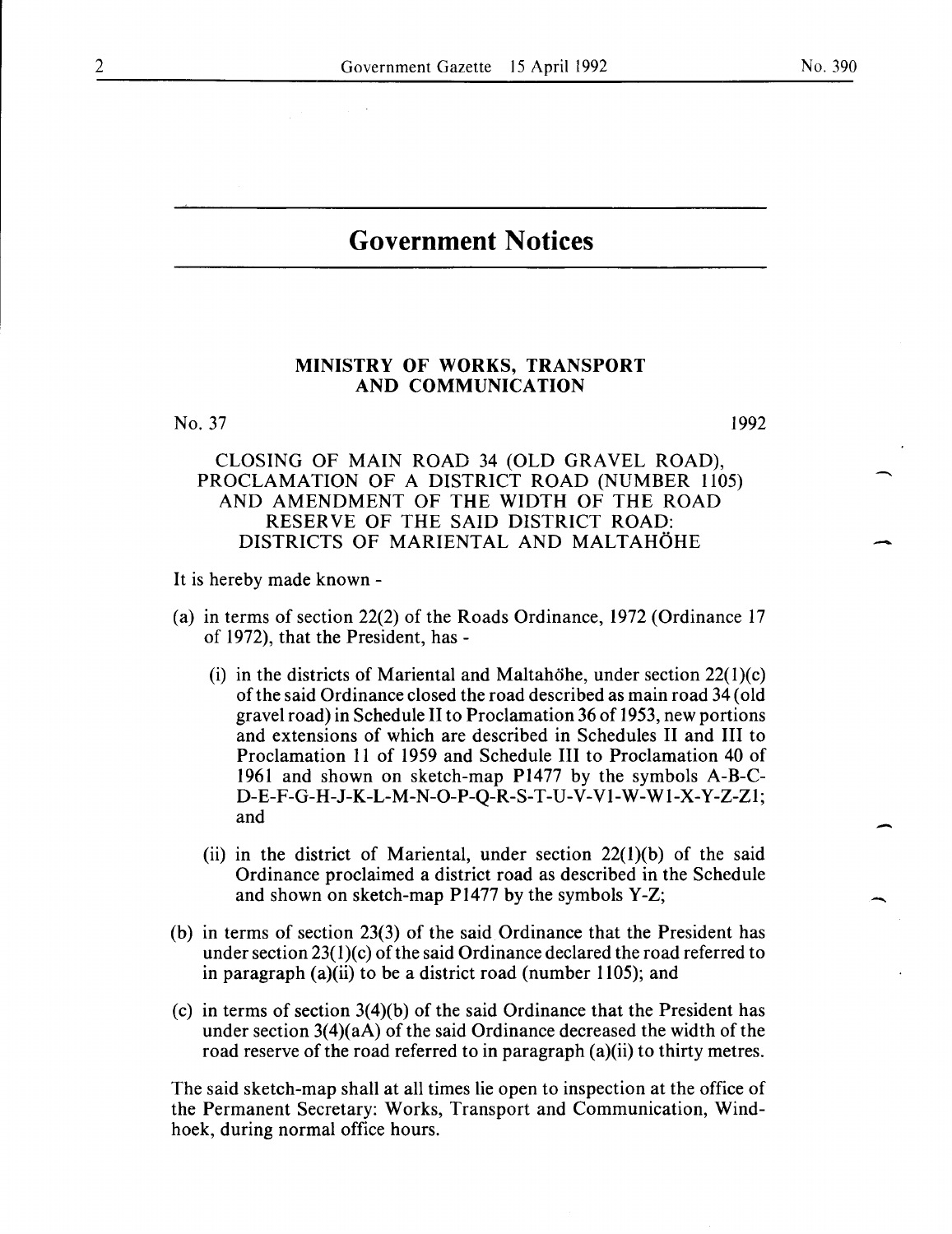# Government Notices

## MINISTRY OF WORKS, TRANSPORT AND COMMUNICATION

No. 37 1992

CLOSING OF MAIN ROAD 34 (OLD GRAVEL ROAD), PROCLAMATION OF A DISTRICT ROAD (NUMBER 1105) AND AMENDMENT OF THE WIDTH OF THE ROAD RESERVE OF THE SAID DISTRICT ROAD: DISTRICTS OF MARIENTAL AND MALTAHÖHE

It is hereby made known -

(a) in terms of section 22(2) of the Roads Ordinance, 1972 (Ordinance 17 of 1972), that the President, has -

  (i) in the districts of Mariental and Maltahöhe, under section 22(1)(c) of the said Ordinance closed the road described as main road 34 (old gravel road) in Schedule II to Proclamation 36 of 1953, new portions and extensions of which are described in Schedules II and III to Proclamation 11 of 1959 and Schedule III to Proclamation 40 of 1961 and shown on sketch-map P1477 by the symbols A-B-C-D-E-F-G-H-J-K-L-M-N-O-P-Q-R-S-T-U-V-V1-W-W1-X-Y-Z-Z1; and

  (ii) in the district of Mariental, under section 22(1)(b) of the said Ordinance proclaimed a district road as described in the Schedule and shown on sketch-map P1477 by the symbols Y-Z;

(b) in terms of section 23(3) of the said Ordinance that the President has under section 23(1)(c) of the said Ordinance declared the road referred to in paragraph (a)(ii) to be a district road (number 1105); and

(c) in terms of section 3(4)(b) of the said Ordinance that the President has under section 3(4)(aA) of the said Ordinance decreased the width of the road reserve of the road referred to in paragraph (a)(ii) to thirty metres.

The said sketch-map shall at all times lie open to inspection at the office of the Permanent Secretary: Works, Transport and Communication, Windhoek, during normal office hours.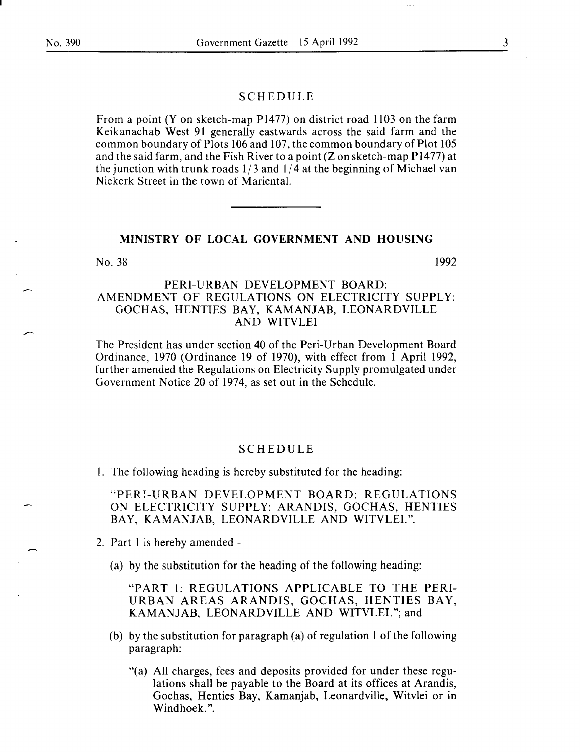## SCHEDULE

From a point (Y on sketch-map P1477) on district road 1103 on the farm Keikanachab West 91 generally eastwards across the said farm and the common boundary of Plots 106 and 107, the common boundary of Plot 105 and the said farm, and the Fish River to a point (Z on sketch-map P1477) at the junction with trunk roads 1/3 and 1/4 at the beginning of Michael van Niekerk Street in the town of Mariental.

---

## MINISTRY OF LOCAL GOVERNMENT AND HOUSING

No. 38 1992

### PERI-URBAN DEVELOPMENT BOARD: AMENDMENT OF REGULATIONS ON ELECTRICITY SUPPLY: GOCHAS, HENTIES BAY, KAMANJAB, LEONARDVILLE AND WITVLEI

The President has under section 40 of the Peri-Urban Development Board Ordinance, 1970 (Ordinance 19 of 1970), with effect from 1 April 1992, further amended the Regulations on Electricity Supply promulgated under Government Notice 20 of 1974, as set out in the Schedule.

## SCHEDULE

1. The following heading is hereby substituted for the heading:

   "PERI-URBAN DEVELOPMENT BOARD: REGULATIONS ON ELECTRICITY SUPPLY: ARANDIS, GOCHAS, HENTIES BAY, KAMANJAB, LEONARDVILLE AND WITVLEI.".

2. Part 1 is hereby amended -

   (a) by the substitution for the heading of the following heading:

   "PART 1: REGULATIONS APPLICABLE TO THE PERI-URBAN AREAS ARANDIS, GOCHAS, HENTIES BAY, KAMANJAB, LEONARDVILLE AND WITVLEI."; and

   (b) by the substitution for paragraph (a) of regulation 1 of the following paragraph:

   "(a) All charges, fees and deposits provided for under these regulations shall be payable to the Board at its offices at Arandis, Gochas, Henties Bay, Kamanjab, Leonardville, Witvlei or in Windhoek.".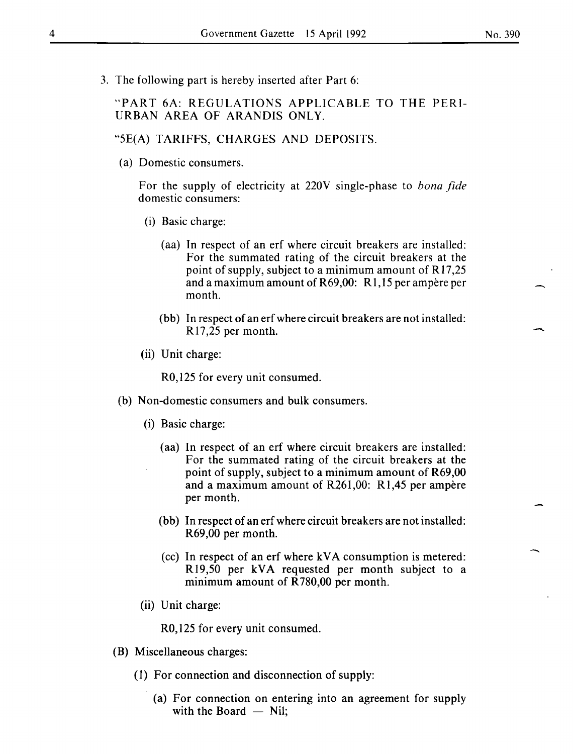3. The following part is hereby inserted after Part 6:

"PART 6A: REGULATIONS APPLICABLE TO THE PERI-URBAN AREA OF ARANDIS ONLY.

"5E(A) TARIFFS, CHARGES AND DEPOSITS.

(a) Domestic consumers.

For the supply of electricity at 220V single-phase to *bona fide* domestic consumers:

(i) Basic charge:

(aa) In respect of an erf where circuit breakers are installed: For the summated rating of the circuit breakers at the point of supply, subject to a minimum amount of R17,25 and a maximum amount of R69,00: R1,15 per ampère per month.

(bb) In respect of an erf where circuit breakers are not installed: R17,25 per month.

(ii) Unit charge:

R0,125 for every unit consumed.

(b) Non-domestic consumers and bulk consumers.

(i) Basic charge:

(aa) In respect of an erf where circuit breakers are installed: For the summated rating of the circuit breakers at the point of supply, subject to a minimum amount of R69,00 and a maximum amount of R261,00: R1,45 per ampère per month.

(bb) In respect of an erf where circuit breakers are not installed: R69,00 per month.

(cc) In respect of an erf where kVA consumption is metered: R19,50 per kVA requested per month subject to a minimum amount of R780,00 per month.

(ii) Unit charge:

R0,125 for every unit consumed.

(B) Miscellaneous charges:

(1) For connection and disconnection of supply:

(a) For connection on entering into an agreement for supply with the Board — Nil;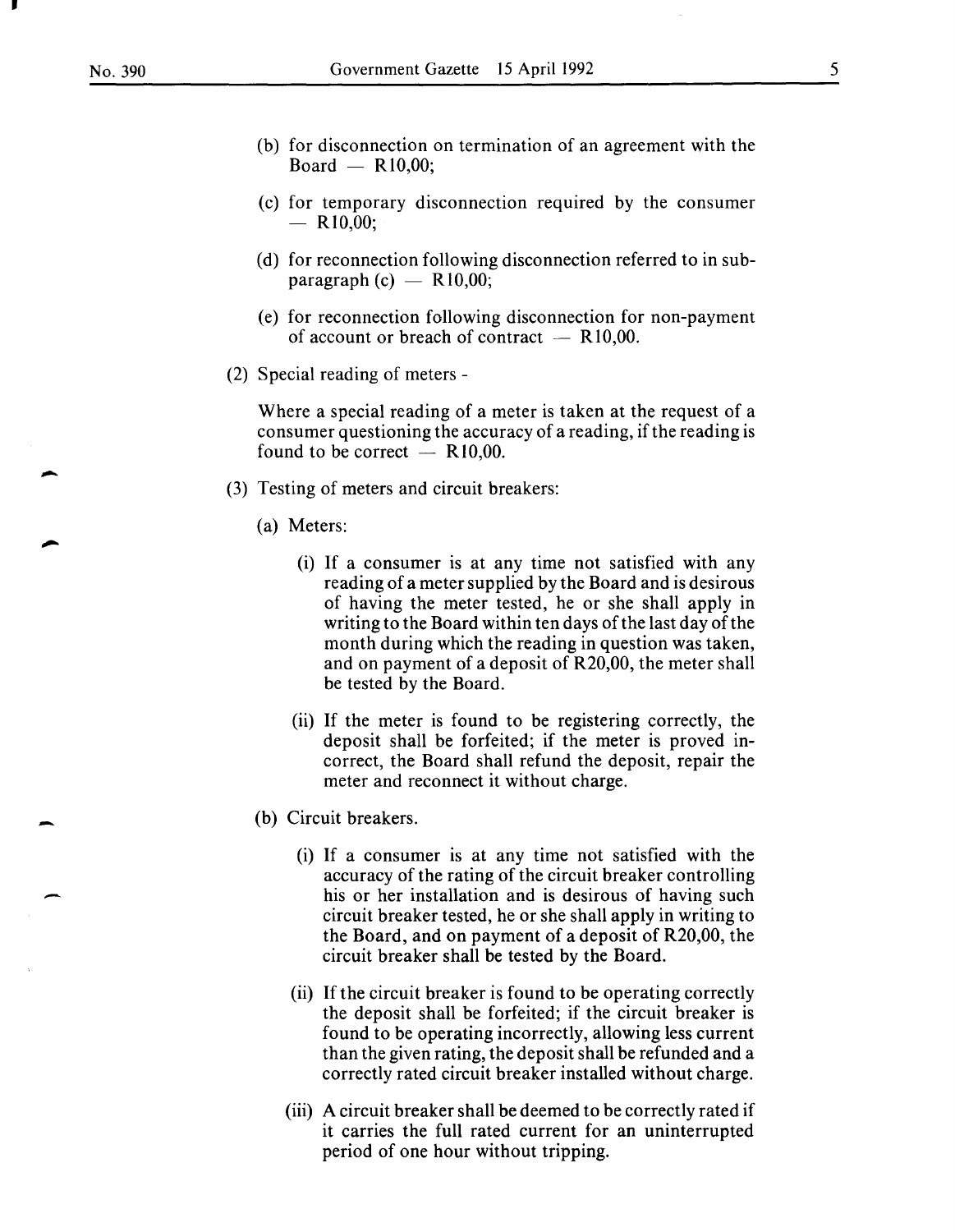(b) for disconnection on termination of an agreement with the Board — R10,00;

(c) for temporary disconnection required by the consumer — R10,00;

(d) for reconnection following disconnection referred to in subparagraph (c) — R10,00;

(e) for reconnection following disconnection for non-payment of account or breach of contract — R10,00.

(2) Special reading of meters -

Where a special reading of a meter is taken at the request of a consumer questioning the accuracy of a reading, if the reading is found to be correct — R10,00.

(3) Testing of meters and circuit breakers:

(a) Meters:

(i) If a consumer is at any time not satisfied with any reading of a meter supplied by the Board and is desirous of having the meter tested, he or she shall apply in writing to the Board within ten days of the last day of the month during which the reading in question was taken, and on payment of a deposit of R20,00, the meter shall be tested by the Board.

(ii) If the meter is found to be registering correctly, the deposit shall be forfeited; if the meter is proved incorrect, the Board shall refund the deposit, repair the meter and reconnect it without charge.

(b) Circuit breakers.

(i) If a consumer is at any time not satisfied with the accuracy of the rating of the circuit breaker controlling his or her installation and is desirous of having such circuit breaker tested, he or she shall apply in writing to the Board, and on payment of a deposit of R20,00, the circuit breaker shall be tested by the Board.

(ii) If the circuit breaker is found to be operating correctly the deposit shall be forfeited; if the circuit breaker is found to be operating incorrectly, allowing less current than the given rating, the deposit shall be refunded and a correctly rated circuit breaker installed without charge.

(iii) A circuit breaker shall be deemed to be correctly rated if it carries the full rated current for an uninterrupted period of one hour without tripping.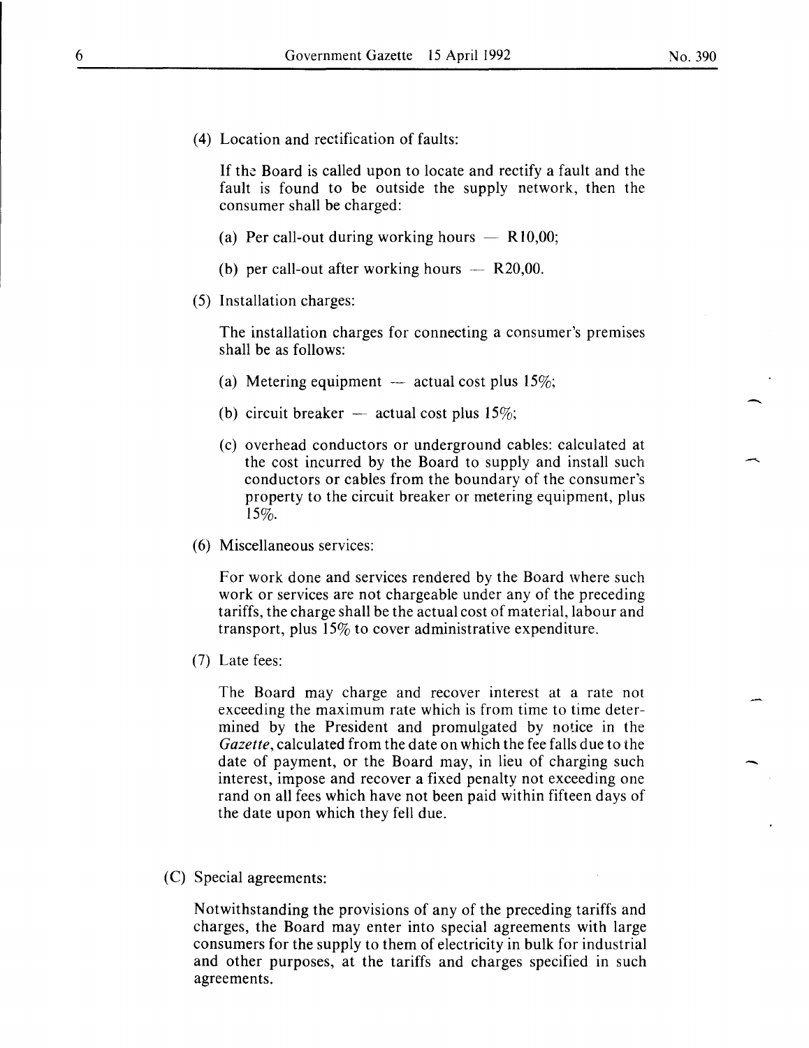(4) Location and rectification of faults:

If the Board is called upon to locate and rectify a fault and the fault is found to be outside the supply network, then the consumer shall be charged:

(a) Per call-out during working hours — R10,00;

(b) per call-out after working hours — R20,00.

(5) Installation charges:

The installation charges for connecting a consumer's premises shall be as follows:

(a) Metering equipment — actual cost plus 15%;

(b) circuit breaker — actual cost plus 15%;

(c) overhead conductors or underground cables: calculated at the cost incurred by the Board to supply and install such conductors or cables from the boundary of the consumer's property to the circuit breaker or metering equipment, plus 15%.

(6) Miscellaneous services:

For work done and services rendered by the Board where such work or services are not chargeable under any of the preceding tariffs, the charge shall be the actual cost of material, labour and transport, plus 15% to cover administrative expenditure.

(7) Late fees:

The Board may charge and recover interest at a rate not exceeding the maximum rate which is from time to time determined by the President and promulgated by notice in the *Gazette*, calculated from the date on which the fee falls due to the date of payment, or the Board may, in lieu of charging such interest, impose and recover a fixed penalty not exceeding one rand on all fees which have not been paid within fifteen days of the date upon which they fell due.

(C) Special agreements:

Notwithstanding the provisions of any of the preceding tariffs and charges, the Board may enter into special agreements with large consumers for the supply to them of electricity in bulk for industrial and other purposes, at the tariffs and charges specified in such agreements.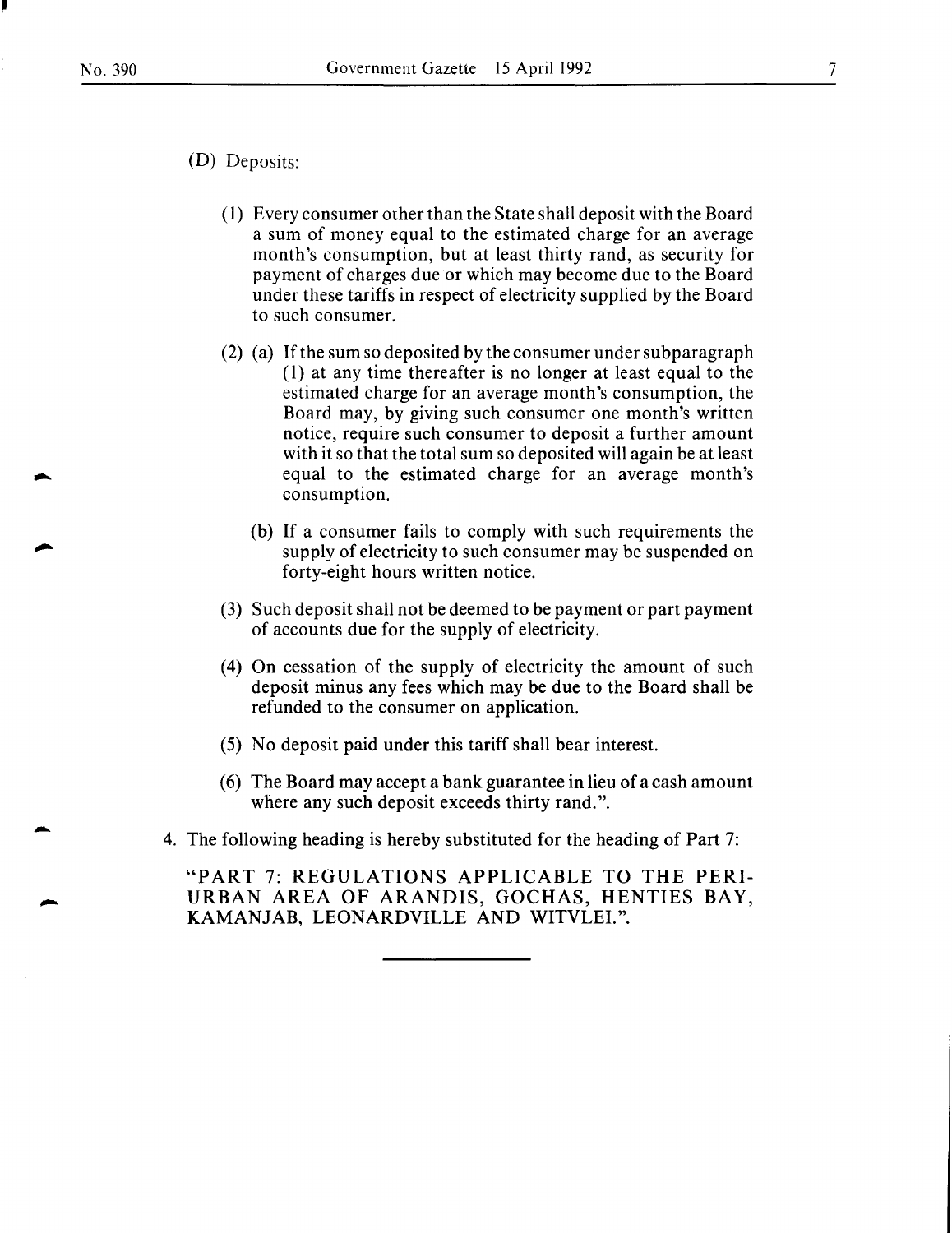(D) Deposits:

(1) Every consumer other than the State shall deposit with the Board a sum of money equal to the estimated charge for an average month's consumption, but at least thirty rand, as security for payment of charges due or which may become due to the Board under these tariffs in respect of electricity supplied by the Board to such consumer.

(2) (a) If the sum so deposited by the consumer under subparagraph (1) at any time thereafter is no longer at least equal to the estimated charge for an average month's consumption, the Board may, by giving such consumer one month's written notice, require such consumer to deposit a further amount with it so that the total sum so deposited will again be at least equal to the estimated charge for an average month's consumption.

(b) If a consumer fails to comply with such requirements the supply of electricity to such consumer may be suspended on forty-eight hours written notice.

(3) Such deposit shall not be deemed to be payment or part payment of accounts due for the supply of electricity.

(4) On cessation of the supply of electricity the amount of such deposit minus any fees which may be due to the Board shall be refunded to the consumer on application.

(5) No deposit paid under this tariff shall bear interest.

(6) The Board may accept a bank guarantee in lieu of a cash amount where any such deposit exceeds thirty rand.".

4. The following heading is hereby substituted for the heading of Part 7:

"PART 7: REGULATIONS APPLICABLE TO THE PERI-URBAN AREA OF ARANDIS, GOCHAS, HENTIES BAY, KAMANJAB, LEONARDVILLE AND WITVLEI.".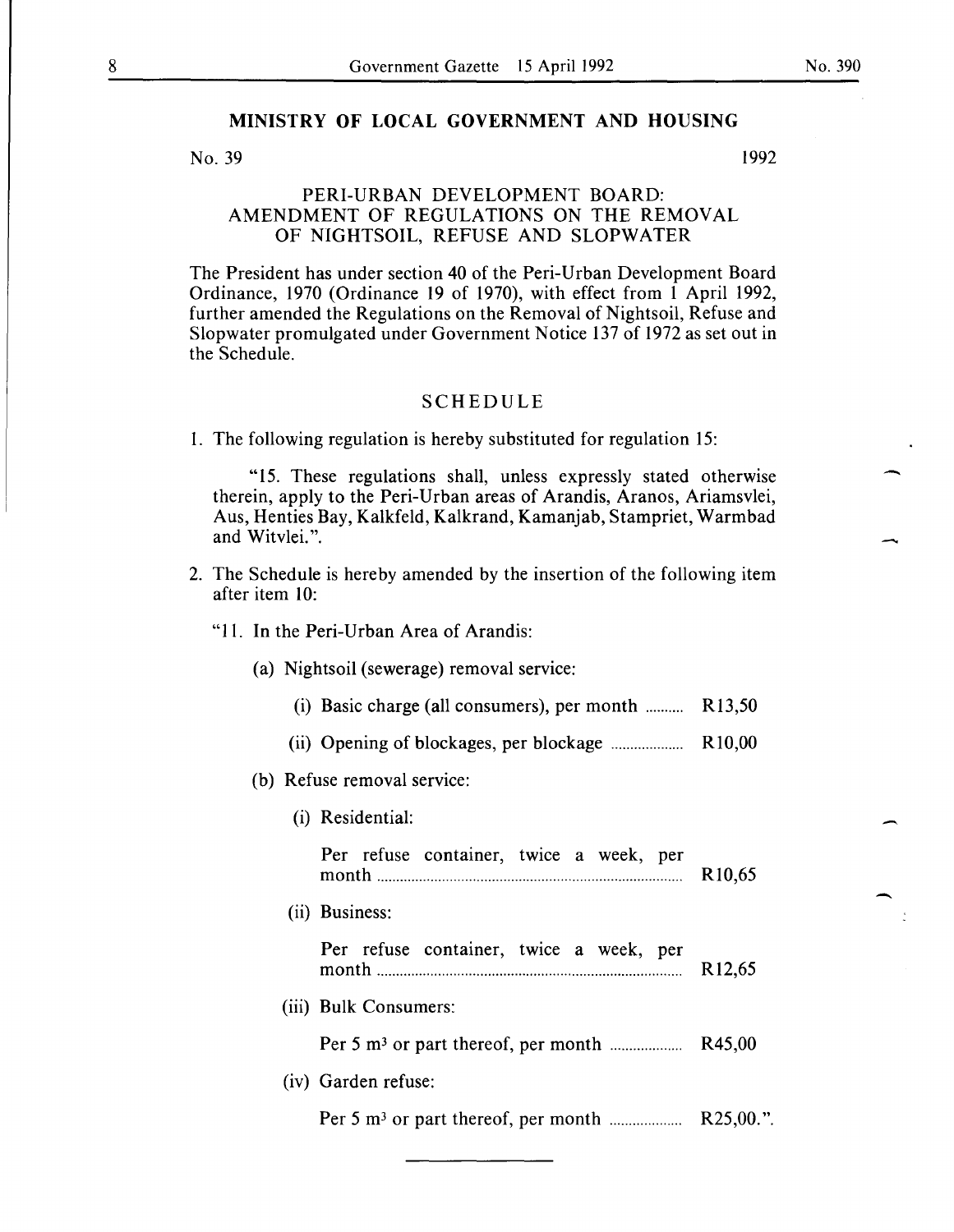## MINISTRY OF LOCAL GOVERNMENT AND HOUSING

No. 39 1992

### PERI-URBAN DEVELOPMENT BOARD: AMENDMENT OF REGULATIONS ON THE REMOVAL OF NIGHTSOIL, REFUSE AND SLOPWATER

The President has under section 40 of the Peri-Urban Development Board Ordinance, 1970 (Ordinance 19 of 1970), with effect from 1 April 1992, further amended the Regulations on the Removal of Nightsoil, Refuse and Slopwater promulgated under Government Notice 137 of 1972 as set out in the Schedule.

### SCHEDULE

1. The following regulation is hereby substituted for regulation 15:

"15. These regulations shall, unless expressly stated otherwise therein, apply to the Peri-Urban areas of Arandis, Aranos, Ariamsvlei, Aus, Henties Bay, Kalkfeld, Kalkrand, Kamanjab, Stampriet, Warmbad and Witvlei.".

2. The Schedule is hereby amended by the insertion of the following item after item 10:

"11. In the Peri-Urban Area of Arandis:

(a) Nightsoil (sewerage) removal service:

(i) Basic charge (all consumers), per month .......... R13,50

(ii) Opening of blockages, per blockage .................. R10,00

(b) Refuse removal service:

(i) Residential:

Per refuse container, twice a week, per month .......... R10,65

(ii) Business:

Per refuse container, twice a week, per month .......... R12,65

(iii) Bulk Consumers:

Per 5 $m^3$ or part thereof, per month .................. R45,00

(iv) Garden refuse:

Per 5 $m^3$ or part thereof, per month .................. R25,00.".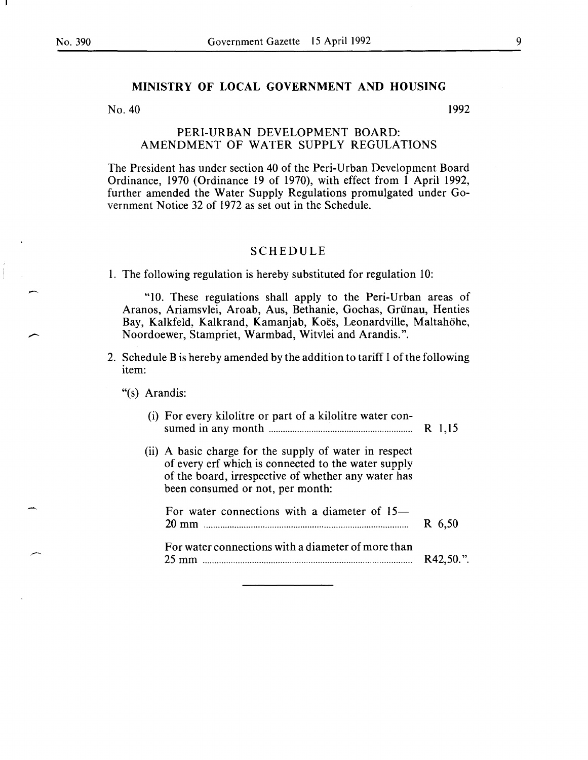## MINISTRY OF LOCAL GOVERNMENT AND HOUSING

No. 40 1992

### PERI-URBAN DEVELOPMENT BOARD: AMENDMENT OF WATER SUPPLY REGULATIONS

The President has under section 40 of the Peri-Urban Development Board Ordinance, 1970 (Ordinance 19 of 1970), with effect from 1 April 1992, further amended the Water Supply Regulations promulgated under Government Notice 32 of 1972 as set out in the Schedule.

### SCHEDULE

1. The following regulation is hereby substituted for regulation 10:

   "10. These regulations shall apply to the Peri-Urban areas of Aranos, Ariamsvlei, Aroab, Aus, Bethanie, Gochas, Grünau, Henties Bay, Kalkfeld, Kalkrand, Kamanjab, Koës, Leonardville, Maltahöhe, Noordoewer, Stampriet, Warmbad, Witvlei and Arandis.".

2. Schedule B is hereby amended by the addition to tariff 1 of the following item:

   "(s) Arandis:

   (i) For every kilolitre or part of a kilolitre water consumed in any month ........ R 1,15

   (ii) A basic charge for the supply of water in respect of every erf which is connected to the water supply of the board, irrespective of whether any water has been consumed or not, per month:

   For water connections with a diameter of 15—20 mm ........ R 6,50

   For water connections with a diameter of more than 25 mm ........ R42,50.".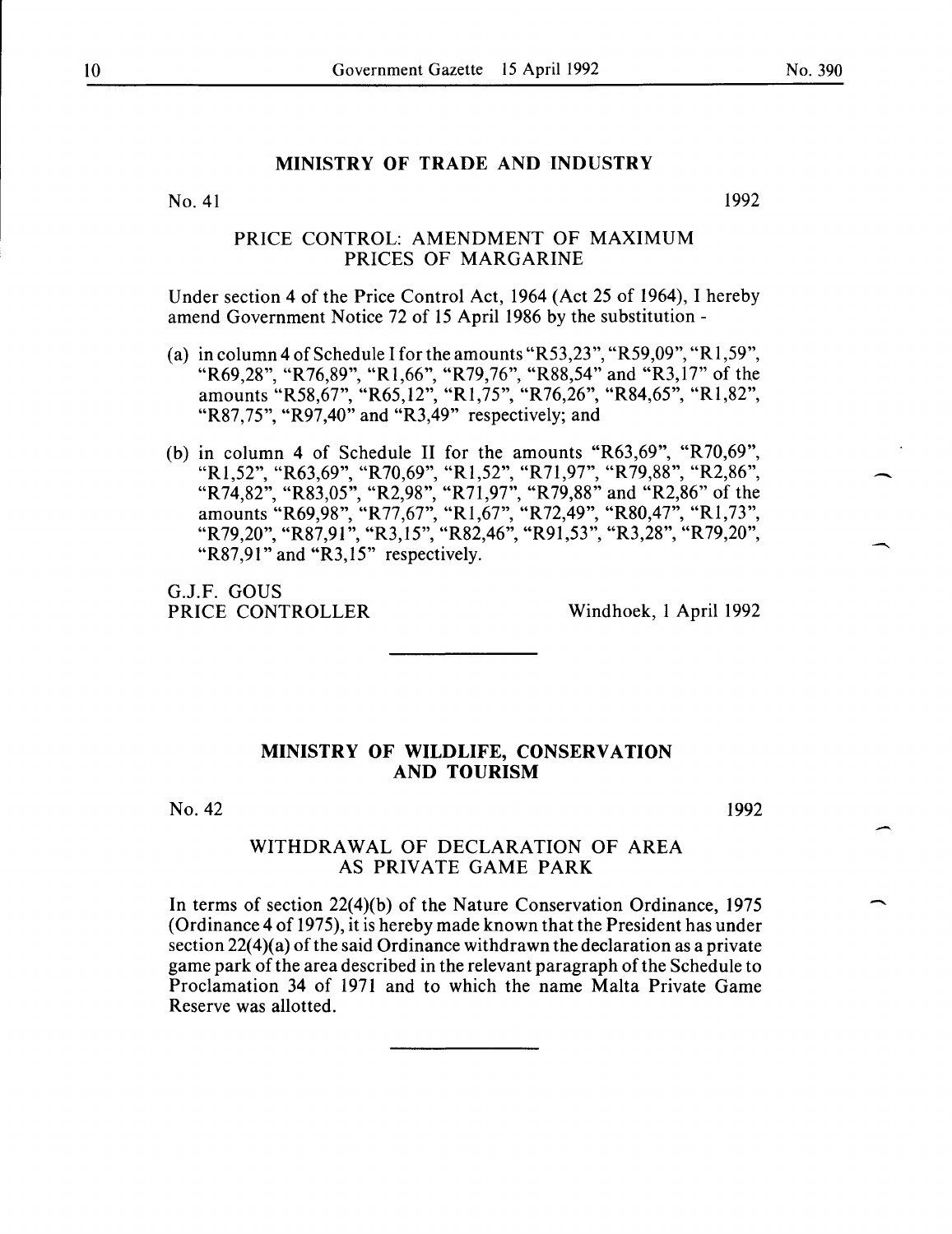## MINISTRY OF TRADE AND INDUSTRY

No. 41 1992

### PRICE CONTROL: AMENDMENT OF MAXIMUM PRICES OF MARGARINE

Under section 4 of the Price Control Act, 1964 (Act 25 of 1964), I hereby amend Government Notice 72 of 15 April 1986 by the substitution -

(a) in column 4 of Schedule I for the amounts "R53,23", "R59,09", "R1,59", "R69,28", "R76,89", "R1,66", "R79,76", "R88,54" and "R3,17" of the amounts "R58,67", "R65,12", "R1,75", "R76,26", "R84,65", "R1,82", "R87,75", "R97,40" and "R3,49" respectively; and

(b) in column 4 of Schedule II for the amounts "R63,69", "R70,69", "R1,52", "R63,69", "R70,69", "R1,52", "R71,97", "R79,88", "R2,86", "R74,82", "R83,05", "R2,98", "R71,97", "R79,88" and "R2,86" of the amounts "R69,98", "R77,67", "R1,67", "R72,49", "R80,47", "R1,73", "R79,20", "R87,91", "R3,15", "R82,46", "R91,53", "R3,28", "R79,20", "R87,91" and "R3,15" respectively.

G.J.F. GOUS
PRICE CONTROLLER

Windhoek, 1 April 1992

---

## MINISTRY OF WILDLIFE, CONSERVATION AND TOURISM

No. 42 1992

### WITHDRAWAL OF DECLARATION OF AREA AS PRIVATE GAME PARK

In terms of section 22(4)(b) of the Nature Conservation Ordinance, 1975 (Ordinance 4 of 1975), it is hereby made known that the President has under section 22(4)(a) of the said Ordinance withdrawn the declaration as a private game park of the area described in the relevant paragraph of the Schedule to Proclamation 34 of 1971 and to which the name Malta Private Game Reserve was allotted.

---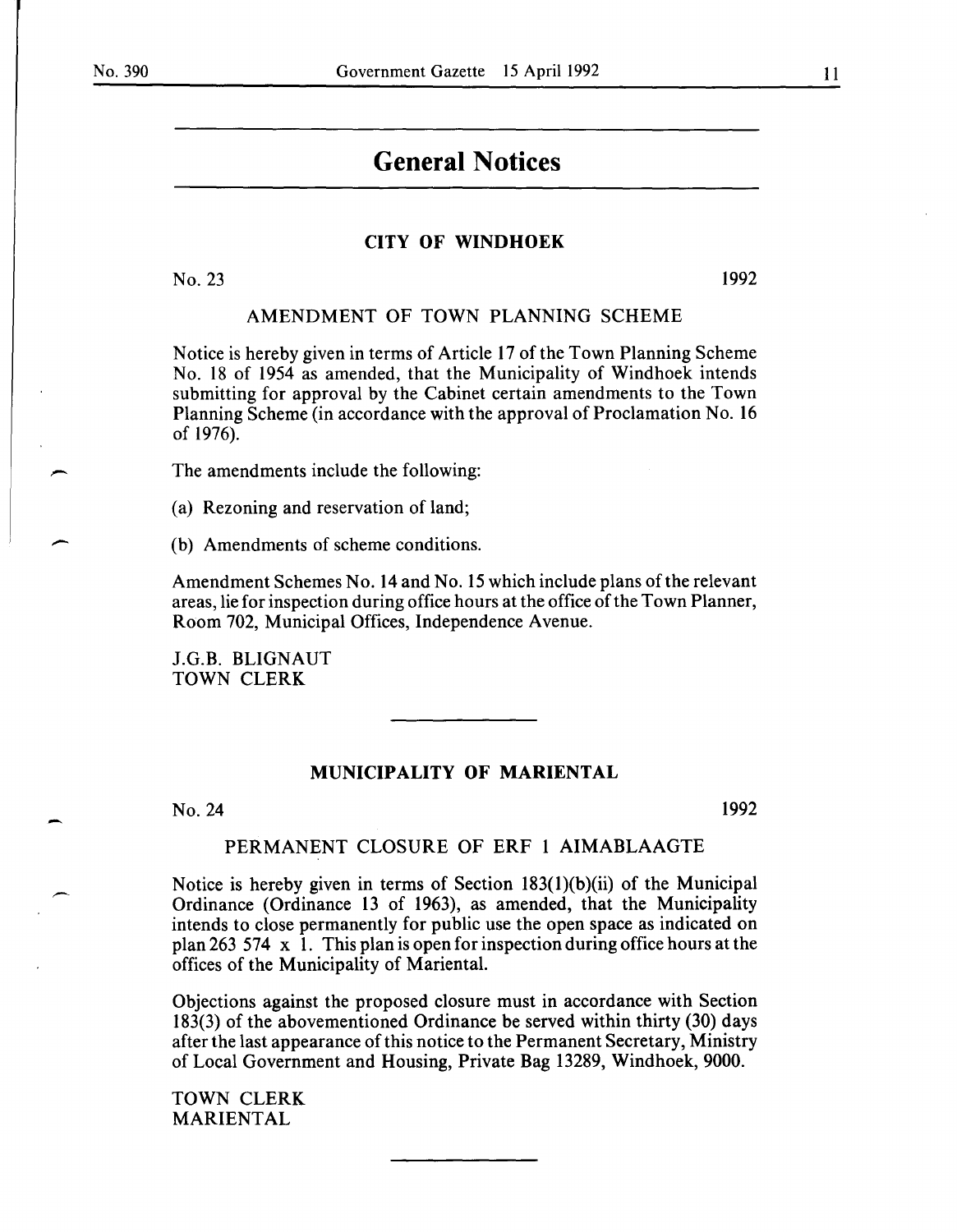# General Notices

## CITY OF WINDHOEK

No. 23 1992

### AMENDMENT OF TOWN PLANNING SCHEME

Notice is hereby given in terms of Article 17 of the Town Planning Scheme No. 18 of 1954 as amended, that the Municipality of Windhoek intends submitting for approval by the Cabinet certain amendments to the Town Planning Scheme (in accordance with the approval of Proclamation No. 16 of 1976).

The amendments include the following:

(a) Rezoning and reservation of land;

(b) Amendments of scheme conditions.

Amendment Schemes No. 14 and No. 15 which include plans of the relevant areas, lie for inspection during office hours at the office of the Town Planner, Room 702, Municipal Offices, Independence Avenue.

J.G.B. BLIGNAUT
TOWN CLERK

---

## MUNICIPALITY OF MARIENTAL

No. 24 1992

### PERMANENT CLOSURE OF ERF 1 AIMABLAAGTE

Notice is hereby given in terms of Section 183(1)(b)(ii) of the Municipal Ordinance (Ordinance 13 of 1963), as amended, that the Municipality intends to close permanently for public use the open space as indicated on plan 263 574 x 1. This plan is open for inspection during office hours at the offices of the Municipality of Mariental.

Objections against the proposed closure must in accordance with Section 183(3) of the abovementioned Ordinance be served within thirty (30) days after the last appearance of this notice to the Permanent Secretary, Ministry of Local Government and Housing, Private Bag 13289, Windhoek, 9000.

TOWN CLERK
MARIENTAL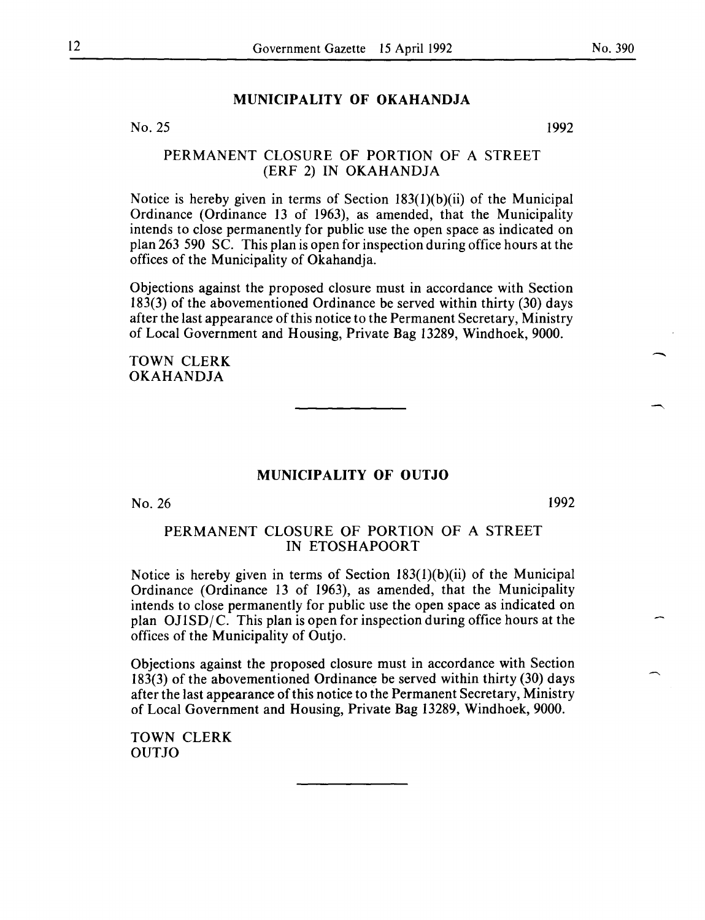## MUNICIPALITY OF OKAHANDJA

No. 25 1992

### PERMANENT CLOSURE OF PORTION OF A STREET (ERF 2) IN OKAHANDJA

Notice is hereby given in terms of Section 183(1)(b)(ii) of the Municipal Ordinance (Ordinance 13 of 1963), as amended, that the Municipality intends to close permanently for public use the open space as indicated on plan 263 590 SC. This plan is open for inspection during office hours at the offices of the Municipality of Okahandja.

Objections against the proposed closure must in accordance with Section 183(3) of the abovementioned Ordinance be served within thirty (30) days after the last appearance of this notice to the Permanent Secretary, Ministry of Local Government and Housing, Private Bag 13289, Windhoek, 9000.

TOWN CLERK
OKAHANDJA

---

## MUNICIPALITY OF OUTJO

No. 26 1992

### PERMANENT CLOSURE OF PORTION OF A STREET IN ETOSHAPOORT

Notice is hereby given in terms of Section 183(1)(b)(ii) of the Municipal Ordinance (Ordinance 13 of 1963), as amended, that the Municipality intends to close permanently for public use the open space as indicated on plan OJ1SD/C. This plan is open for inspection during office hours at the offices of the Municipality of Outjo.

Objections against the proposed closure must in accordance with Section 183(3) of the abovementioned Ordinance be served within thirty (30) days after the last appearance of this notice to the Permanent Secretary, Ministry of Local Government and Housing, Private Bag 13289, Windhoek, 9000.

TOWN CLERK
OUTJO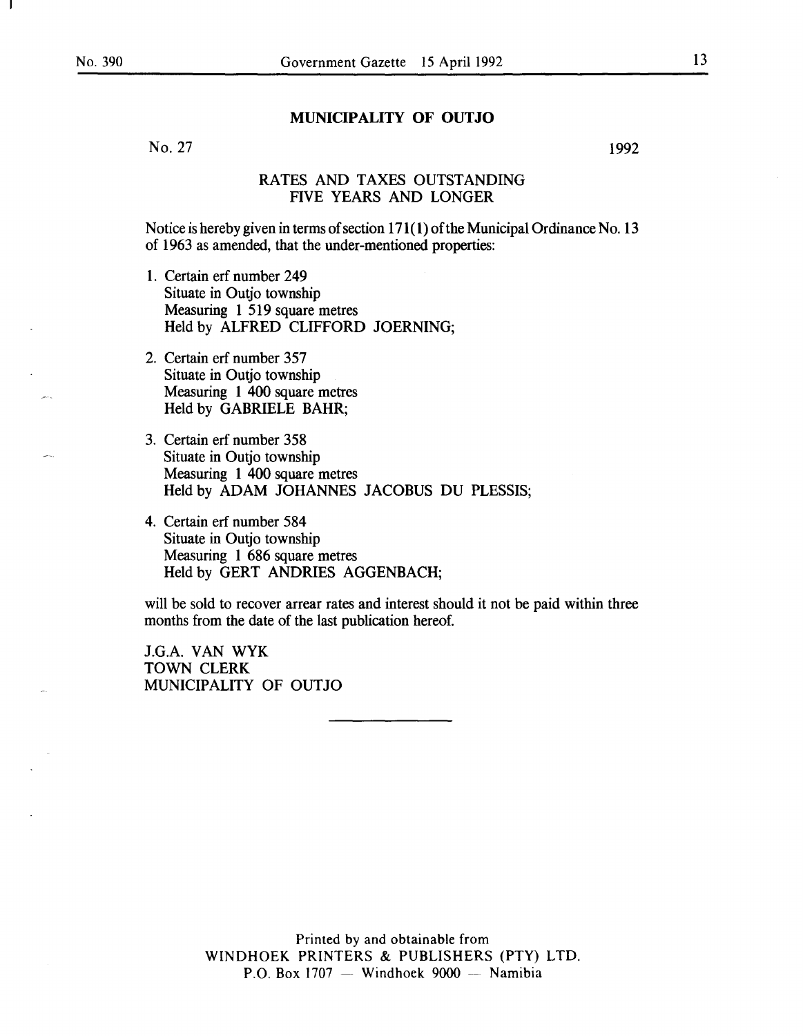## MUNICIPALITY OF OUTJO

No. 27 1992

### RATES AND TAXES OUTSTANDING FIVE YEARS AND LONGER

Notice is hereby given in terms of section 171(1) of the Municipal Ordinance No. 13 of 1963 as amended, that the under-mentioned properties:

1. Certain erf number 249
   Situate in Outjo township
   Measuring 1 519 square metres
   Held by ALFRED CLIFFORD JOERNING;

2. Certain erf number 357
   Situate in Outjo township
   Measuring 1 400 square metres
   Held by GABRIELE BAHR;

3. Certain erf number 358
   Situate in Outjo township
   Measuring 1 400 square metres
   Held by ADAM JOHANNES JACOBUS DU PLESSIS;

4. Certain erf number 584
   Situate in Outjo township
   Measuring 1 686 square metres
   Held by GERT ANDRIES AGGENBACH;

will be sold to recover arrear rates and interest should it not be paid within three months from the date of the last publication hereof.

J.G.A. VAN WYK
TOWN CLERK
MUNICIPALITY OF OUTJO

---

Printed by and obtainable from
WINDHOEK PRINTERS & PUBLISHERS (PTY) LTD.
P.O. Box 1707 — Windhoek 9000 — Namibia